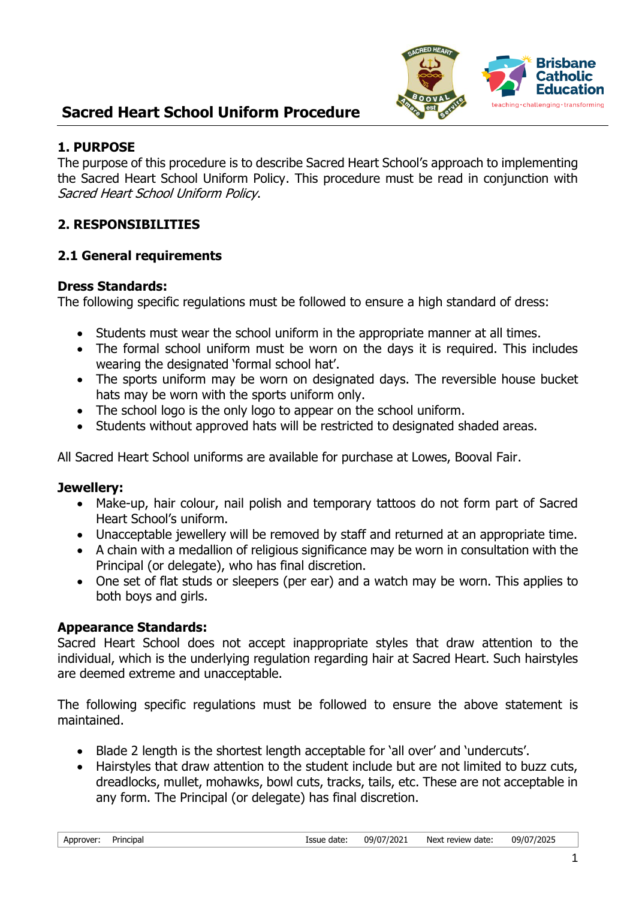# Sacred Heart School Uniform Procedure

## 1. PURPOSE

The purpose of this procedure is to describe Sacred Heart School's approach to implementing the Sacred Heart School Uniform Policy. This procedure must be read in conjunction with *Sacred Heart School Uniform Policy*.

## 2. RESPONSIBILITIES

### 2.1 General requirements

**Dress Standards:**

The following specific regulations must be followed to ensure a high standard of dress:

- Students must wear the school uniform in the appropriate manner at all times.
- The formal school uniform must be worn on the days it is required. This includes wearing the designated 'formal school hat'.
- The sports uniform may be worn on designated days. The reversible house bucket hats may be worn with the sports uniform only.
- The school logo is the only logo to appear on the school uniform.
- Students without approved hats will be restricted to designated shaded areas.

All Sacred Heart School uniforms are available for purchase at Lowes, Booval Fair.

**Jewellery:**

- Make-up, hair colour, nail polish and temporary tattoos do not form part of Sacred Heart School's uniform.
- Unacceptable jewellery will be removed by staff and returned at an appropriate time.
- A chain with a medallion of religious significance may be worn in consultation with the Principal (or delegate), who has final discretion.
- One set of flat studs or sleepers (per ear) and a watch may be worn. This applies to both boys and girls.

**Appearance Standards:**

Sacred Heart School does not accept inappropriate styles that draw attention to the individual, which is the underlying regulation regarding hair at Sacred Heart. Such hairstyles are deemed extreme and unacceptable.

The following specific regulations must be followed to ensure the above statement is maintained.

- Blade 2 length is the shortest length acceptable for 'all over' and 'undercuts'.
- Hairstyles that draw attention to the student include but are not limited to buzz cuts, dreadlocks, mullet, mohawks, bowl cuts, tracks, tails, etc. These are not acceptable in any form. The Principal (or delegate) has final discretion.

| Approver: | Principal | Issue date: | 09/07/2021 | Next review date: | 09/07/2025 |
|---|---|---|---|---|---|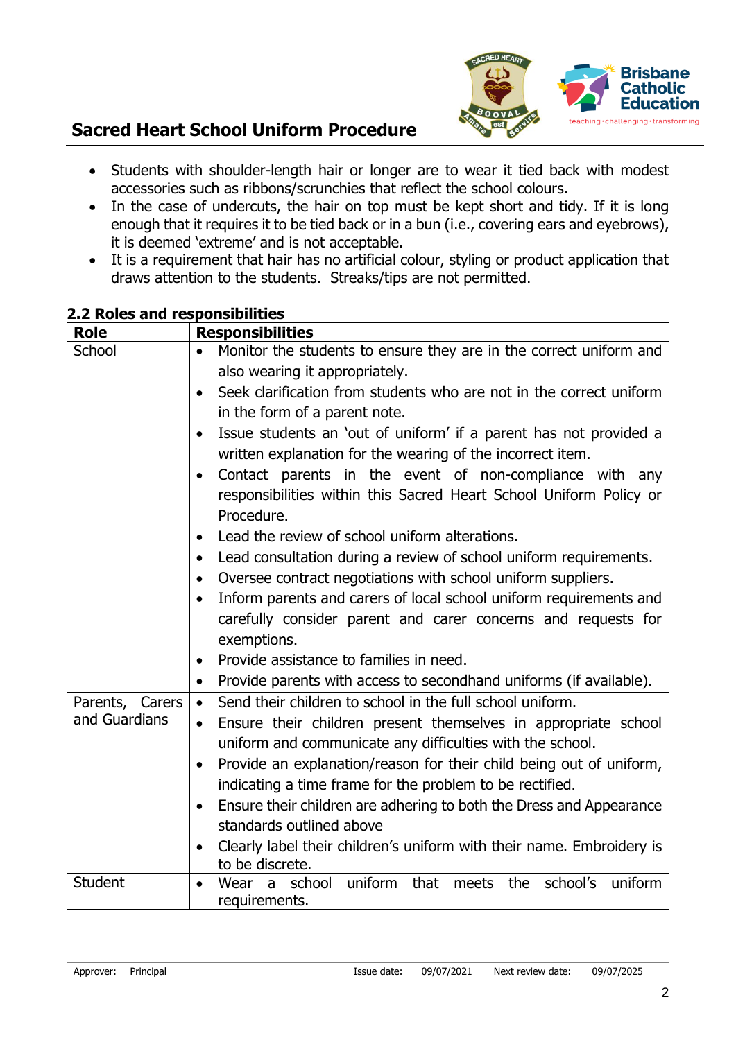- Students with shoulder-length hair or longer are to wear it tied back with modest accessories such as ribbons/scrunchies that reflect the school colours.
- In the case of undercuts, the hair on top must be kept short and tidy. If it is long enough that it requires it to be tied back or in a bun (i.e., covering ears and eyebrows), it is deemed 'extreme' and is not acceptable.
- It is a requirement that hair has no artificial colour, styling or product application that draws attention to the students. Streaks/tips are not permitted.

### 2.2 Roles and responsibilities

| Role | Responsibilities |
|---|---|
| School | • Monitor the students to ensure they are in the correct uniform and also wearing it appropriately.<br>• Seek clarification from students who are not in the correct uniform in the form of a parent note.<br>• Issue students an 'out of uniform' if a parent has not provided a written explanation for the wearing of the incorrect item.<br>• Contact parents in the event of non-compliance with any responsibilities within this Sacred Heart School Uniform Policy or Procedure.<br>• Lead the review of school uniform alterations.<br>• Lead consultation during a review of school uniform requirements.<br>• Oversee contract negotiations with school uniform suppliers.<br>• Inform parents and carers of local school uniform requirements and carefully consider parent and carer concerns and requests for exemptions.<br>• Provide assistance to families in need.<br>• Provide parents with access to secondhand uniforms (if available). |
| Parents, Carers and Guardians | • Send their children to school in the full school uniform.<br>• Ensure their children present themselves in appropriate school uniform and communicate any difficulties with the school.<br>• Provide an explanation/reason for their child being out of uniform, indicating a time frame for the problem to be rectified.<br>• Ensure their children are adhering to both the Dress and Appearance standards outlined above<br>• Clearly label their children's uniform with their name. Embroidery is to be discrete. |
| Student | • Wear a school uniform that meets the school's uniform requirements. |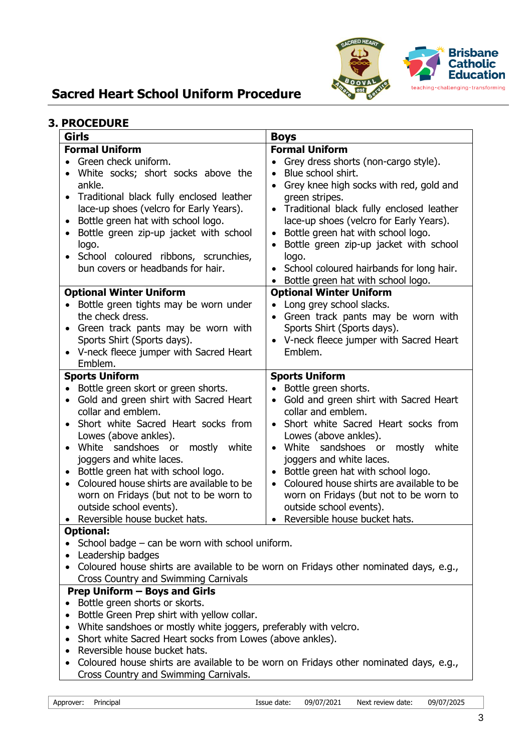## 3. PROCEDURE

| Girls | Boys |
|---|---|
| **Formal Uniform**<br>• Green check uniform.<br>• White socks; short socks above the ankle.<br>• Traditional black fully enclosed leather lace-up shoes (velcro for Early Years).<br>• Bottle green hat with school logo.<br>• Bottle green zip-up jacket with school logo.<br>• School coloured ribbons, scrunchies, bun covers or headbands for hair. | **Formal Uniform**<br>• Grey dress shorts (non-cargo style).<br>• Blue school shirt.<br>• Grey knee high socks with red, gold and green stripes.<br>• Traditional black fully enclosed leather lace-up shoes (velcro for Early Years).<br>• Bottle green hat with school logo.<br>• Bottle green zip-up jacket with school logo.<br>• School coloured hairbands for long hair.<br>• Bottle green hat with school logo. |
| **Optional Winter Uniform**<br>• Bottle green tights may be worn under the check dress.<br>• Green track pants may be worn with Sports Shirt (Sports days).<br>• V-neck fleece jumper with Sacred Heart Emblem. | **Optional Winter Uniform**<br>• Long grey school slacks.<br>• Green track pants may be worn with Sports Shirt (Sports days).<br>• V-neck fleece jumper with Sacred Heart Emblem. |
| **Sports Uniform**<br>• Bottle green skort or green shorts.<br>• Gold and green shirt with Sacred Heart collar and emblem.<br>• Short white Sacred Heart socks from Lowes (above ankles).<br>• White sandshoes or mostly white joggers and white laces.<br>• Bottle green hat with school logo.<br>• Coloured house shirts are available to be worn on Fridays (but not to be worn to outside school events).<br>• Reversible house bucket hats. | **Sports Uniform**<br>• Bottle green shorts.<br>• Gold and green shirt with Sacred Heart collar and emblem.<br>• Short white Sacred Heart socks from Lowes (above ankles).<br>• White sandshoes or mostly white joggers and white laces.<br>• Bottle green hat with school logo.<br>• Coloured house shirts are available to be worn on Fridays (but not to be worn to outside school events).<br>• Reversible house bucket hats. |
| **Optional:**<br>• School badge – can be worn with school uniform.<br>• Leadership badges<br>• Coloured house shirts are available to be worn on Fridays other nominated days, e.g., Cross Country and Swimming Carnivals | |
| **Prep Uniform – Boys and Girls**<br>• Bottle green shorts or skorts.<br>• Bottle Green Prep shirt with yellow collar.<br>• White sandshoes or mostly white joggers, preferably with velcro.<br>• Short white Sacred Heart socks from Lowes (above ankles).<br>• Reversible house bucket hats.<br>• Coloured house shirts are available to be worn on Fridays other nominated days, e.g., Cross Country and Swimming Carnivals. | |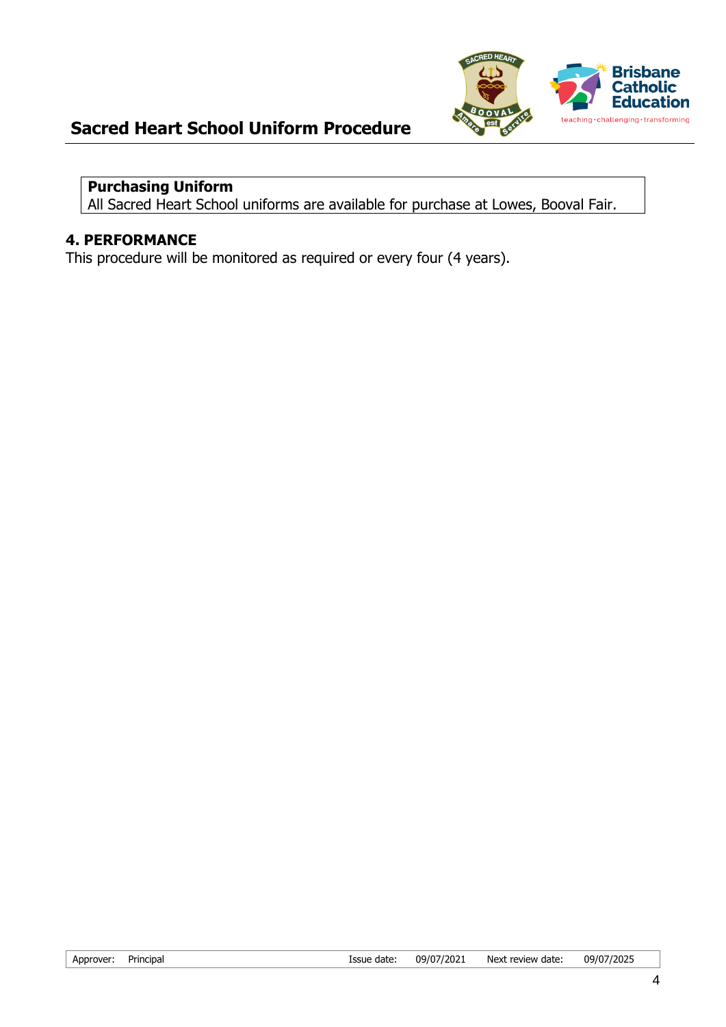**Purchasing Uniform**
All Sacred Heart School uniforms are available for purchase at Lowes, Booval Fair.

## 4. PERFORMANCE

This procedure will be monitored as required or every four (4 years).